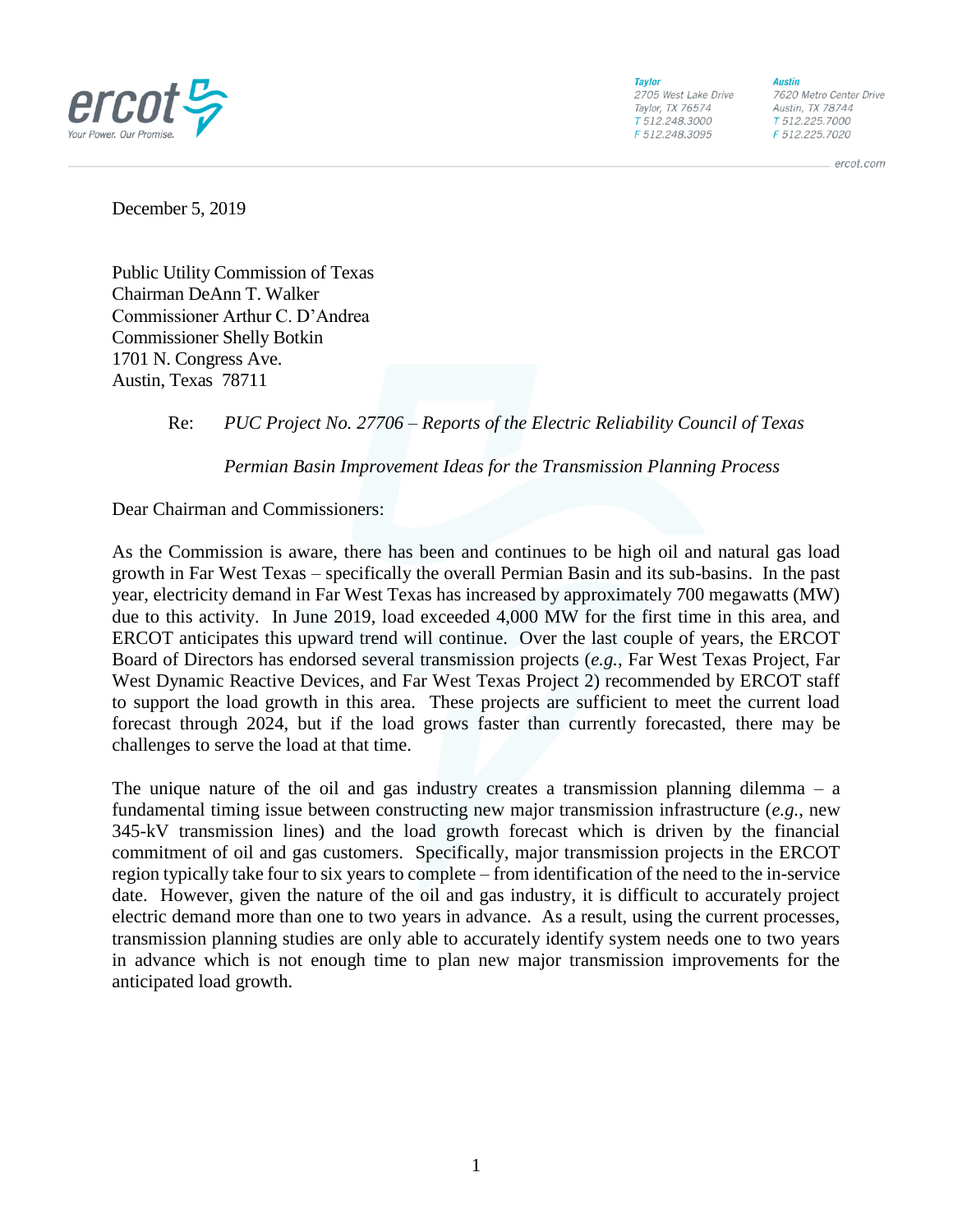ercot
Your Power. Our Promise.

**Taylor**
2705 West Lake Drive
Taylor, TX 76574
T 512.248.3000
F 512.248.3095

**Austin**
7620 Metro Center Drive
Austin, TX 78744
T 512.225.7000
F 512.225.7020

ercot.com

December 5, 2019

Public Utility Commission of Texas
Chairman DeAnn T. Walker
Commissioner Arthur C. D'Andrea
Commissioner Shelly Botkin
1701 N. Congress Ave.
Austin, Texas 78711

Re: *PUC Project No. 27706 – Reports of the Electric Reliability Council of Texas*

*Permian Basin Improvement Ideas for the Transmission Planning Process*

Dear Chairman and Commissioners:

As the Commission is aware, there has been and continues to be high oil and natural gas load growth in Far West Texas – specifically the overall Permian Basin and its sub-basins. In the past year, electricity demand in Far West Texas has increased by approximately 700 megawatts (MW) due to this activity. In June 2019, load exceeded 4,000 MW for the first time in this area, and ERCOT anticipates this upward trend will continue. Over the last couple of years, the ERCOT Board of Directors has endorsed several transmission projects (*e.g.*, Far West Texas Project, Far West Dynamic Reactive Devices, and Far West Texas Project 2) recommended by ERCOT staff to support the load growth in this area. These projects are sufficient to meet the current load forecast through 2024, but if the load grows faster than currently forecasted, there may be challenges to serve the load at that time.

The unique nature of the oil and gas industry creates a transmission planning dilemma – a fundamental timing issue between constructing new major transmission infrastructure (*e.g.*, new 345-kV transmission lines) and the load growth forecast which is driven by the financial commitment of oil and gas customers. Specifically, major transmission projects in the ERCOT region typically take four to six years to complete – from identification of the need to the in-service date. However, given the nature of the oil and gas industry, it is difficult to accurately project electric demand more than one to two years in advance. As a result, using the current processes, transmission planning studies are only able to accurately identify system needs one to two years in advance which is not enough time to plan new major transmission improvements for the anticipated load growth.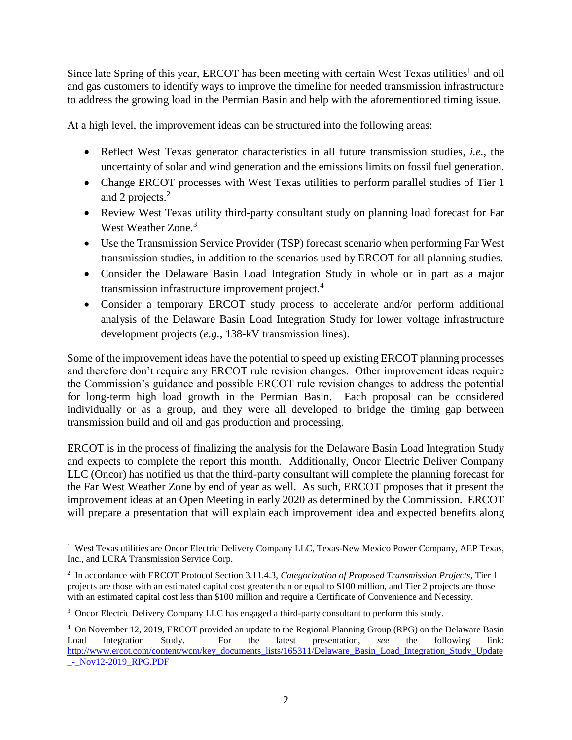Since late Spring of this year, ERCOT has been meeting with certain West Texas utilities[1] and oil and gas customers to identify ways to improve the timeline for needed transmission infrastructure to address the growing load in the Permian Basin and help with the aforementioned timing issue.

At a high level, the improvement ideas can be structured into the following areas:

- Reflect West Texas generator characteristics in all future transmission studies, *i.e.*, the uncertainty of solar and wind generation and the emissions limits on fossil fuel generation.
- Change ERCOT processes with West Texas utilities to perform parallel studies of Tier 1 and 2 projects.[2]
- Review West Texas utility third-party consultant study on planning load forecast for Far West Weather Zone.[3]
- Use the Transmission Service Provider (TSP) forecast scenario when performing Far West transmission studies, in addition to the scenarios used by ERCOT for all planning studies.
- Consider the Delaware Basin Load Integration Study in whole or in part as a major transmission infrastructure improvement project.[4]
- Consider a temporary ERCOT study process to accelerate and/or perform additional analysis of the Delaware Basin Load Integration Study for lower voltage infrastructure development projects (*e.g.*, 138-kV transmission lines).

Some of the improvement ideas have the potential to speed up existing ERCOT planning processes and therefore don't require any ERCOT rule revision changes. Other improvement ideas require the Commission's guidance and possible ERCOT rule revision changes to address the potential for long-term high load growth in the Permian Basin. Each proposal can be considered individually or as a group, and they were all developed to bridge the timing gap between transmission build and oil and gas production and processing.

ERCOT is in the process of finalizing the analysis for the Delaware Basin Load Integration Study and expects to complete the report this month. Additionally, Oncor Electric Deliver Company LLC (Oncor) has notified us that the third-party consultant will complete the planning forecast for the Far West Weather Zone by end of year as well. As such, ERCOT proposes that it present the improvement ideas at an Open Meeting in early 2020 as determined by the Commission. ERCOT will prepare a presentation that will explain each improvement idea and expected benefits along

---

[1] West Texas utilities are Oncor Electric Delivery Company LLC, Texas-New Mexico Power Company, AEP Texas, Inc., and LCRA Transmission Service Corp.

[2] In accordance with ERCOT Protocol Section 3.11.4.3, *Categorization of Proposed Transmission Projects*, Tier 1 projects are those with an estimated capital cost greater than or equal to $100 million, and Tier 2 projects are those with an estimated capital cost less than $100 million and require a Certificate of Convenience and Necessity.

[3] Oncor Electric Delivery Company LLC has engaged a third-party consultant to perform this study.

[4] On November 12, 2019, ERCOT provided an update to the Regional Planning Group (RPG) on the Delaware Basin Load Integration Study. For the latest presentation, *see* the following link: http://www.ercot.com/content/wcm/key_documents_lists/165311/Delaware_Basin_Load_Integration_Study_Update_-_Nov12-2019_RPG.PDF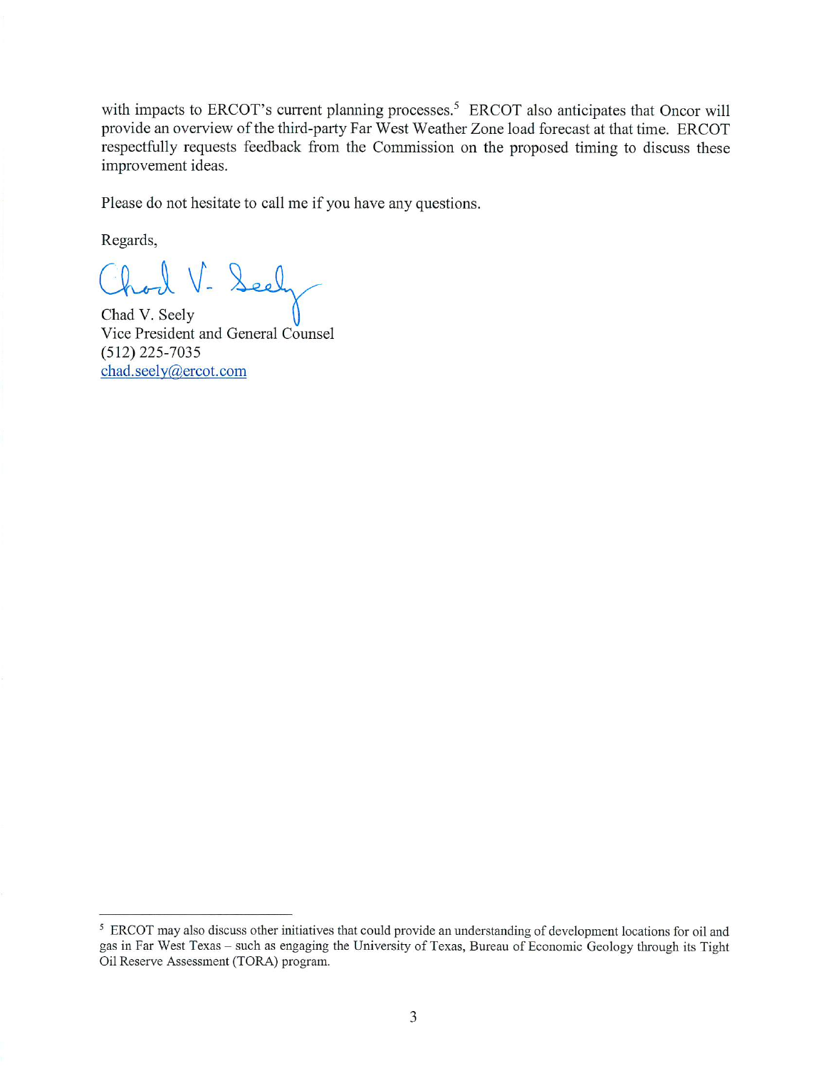with impacts to ERCOT's current planning processes.[5] ERCOT also anticipates that Oncor will provide an overview of the third-party Far West Weather Zone load forecast at that time. ERCOT respectfully requests feedback from the Commission on the proposed timing to discuss these improvement ideas.

Please do not hesitate to call me if you have any questions.

Regards,

Chad V. Seely
Vice President and General Counsel
(512) 225-7035
chad.seely@ercot.com

---

[5] ERCOT may also discuss other initiatives that could provide an understanding of development locations for oil and gas in Far West Texas – such as engaging the University of Texas, Bureau of Economic Geology through its Tight Oil Reserve Assessment (TORA) program.